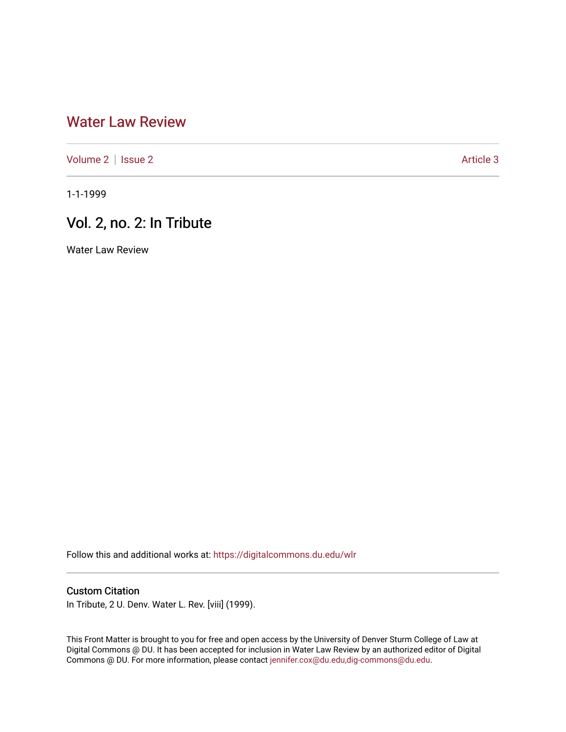# Water Law Review

Volume 2 | Issue 2 Article 3

1-1-1999

## Vol. 2, no. 2: In Tribute

Water Law Review

Follow this and additional works at: https://digitalcommons.du.edu/wlr

### Custom Citation

In Tribute, 2 U. Denv. Water L. Rev. [viii] (1999).

This Front Matter is brought to you for free and open access by the University of Denver Sturm College of Law at Digital Commons @ DU. It has been accepted for inclusion in Water Law Review by an authorized editor of Digital Commons @ DU. For more information, please contact jennifer.cox@du.edu,dig-commons@du.edu.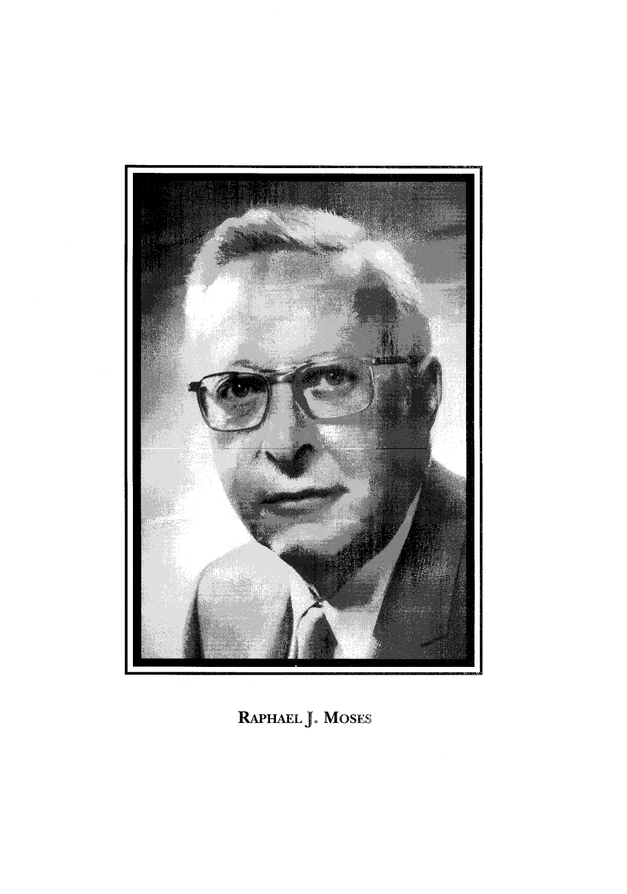RAPHAEL J. MOSES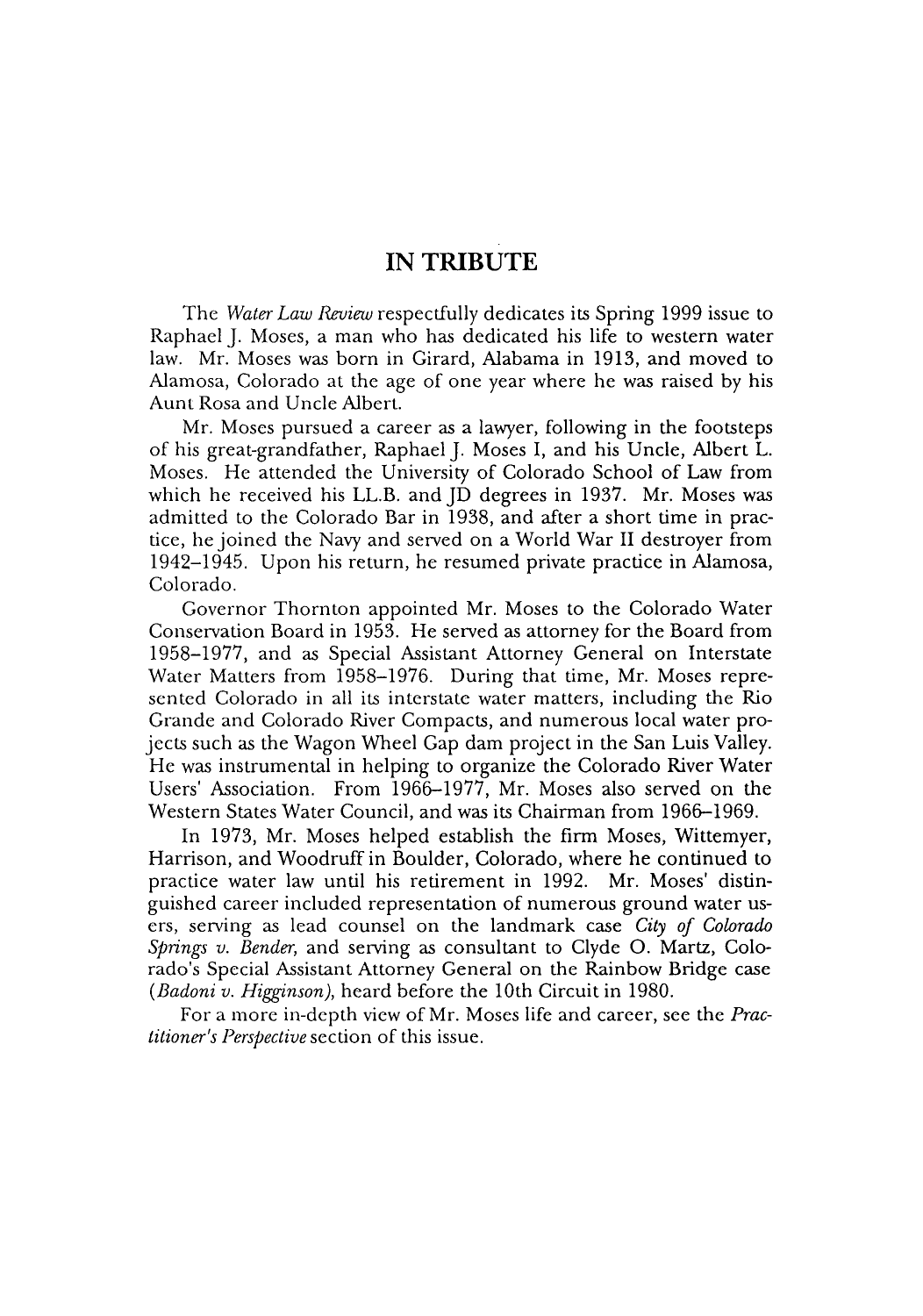# IN TRIBUTE

The *Water Law Review* respectfully dedicates its Spring 1999 issue to Raphael J. Moses, a man who has dedicated his life to western water law. Mr. Moses was born in Girard, Alabama in 1913, and moved to Alamosa, Colorado at the age of one year where he was raised by his Aunt Rosa and Uncle Albert.

Mr. Moses pursued a career as a lawyer, following in the footsteps of his great-grandfather, Raphael J. Moses I, and his Uncle, Albert L. Moses. He attended the University of Colorado School of Law from which he received his LL.B. and JD degrees in 1937. Mr. Moses was admitted to the Colorado Bar in 1938, and after a short time in practice, he joined the Navy and served on a World War II destroyer from 1942–1945. Upon his return, he resumed private practice in Alamosa, Colorado.

Governor Thornton appointed Mr. Moses to the Colorado Water Conservation Board in 1953. He served as attorney for the Board from 1958–1977, and as Special Assistant Attorney General on Interstate Water Matters from 1958–1976. During that time, Mr. Moses represented Colorado in all its interstate water matters, including the Rio Grande and Colorado River Compacts, and numerous local water projects such as the Wagon Wheel Gap dam project in the San Luis Valley. He was instrumental in helping to organize the Colorado River Water Users' Association. From 1966–1977, Mr. Moses also served on the Western States Water Council, and was its Chairman from 1966–1969.

In 1973, Mr. Moses helped establish the firm Moses, Wittemyer, Harrison, and Woodruff in Boulder, Colorado, where he continued to practice water law until his retirement in 1992. Mr. Moses' distinguished career included representation of numerous ground water users, serving as lead counsel on the landmark case *City of Colorado Springs v. Bender*, and serving as consultant to Clyde O. Martz, Colorado's Special Assistant Attorney General on the Rainbow Bridge case (*Badoni v. Higginson*), heard before the 10th Circuit in 1980.

For a more in-depth view of Mr. Moses life and career, see the *Practitioner's Perspective* section of this issue.